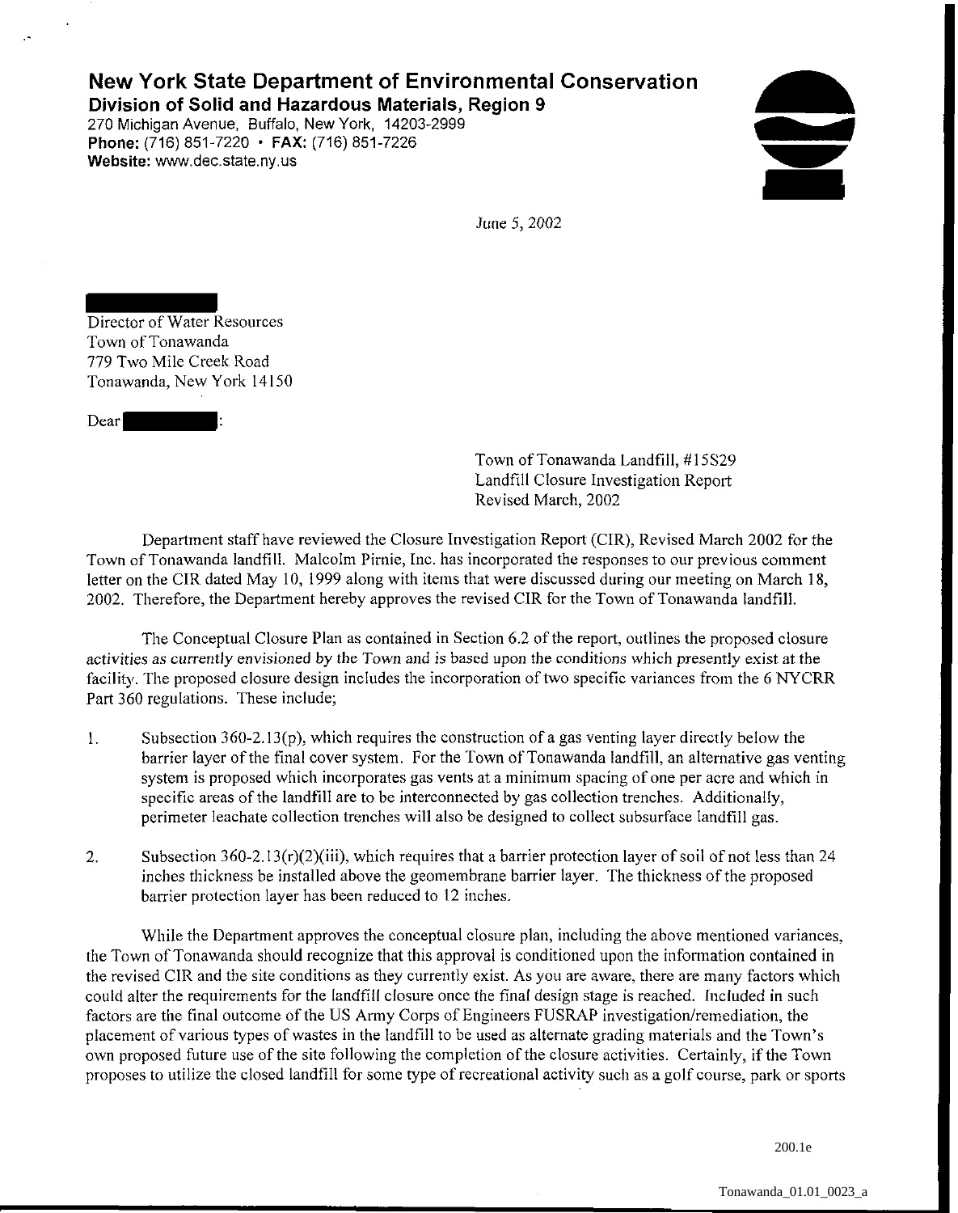# New York State Department of Environmental Conservation

**Division of Solid and Hazardous Materials, Region 9**
270 Michigan Avenue, Buffalo, New York, 14203-2999
**Phone:** (716) 851-7220 • **FAX:** (716) 851-7226
**Website:** www.dec.state.ny.us

June 5, 2002

Director of Water Resources
Town of Tonawanda
779 Two Mile Creek Road
Tonawanda, New York 14150

Dear :

Town of Tonawanda Landfill, #15S29
Landfill Closure Investigation Report
Revised March, 2002

Department staff have reviewed the Closure Investigation Report (CIR), Revised March 2002 for the Town of Tonawanda landfill. Malcolm Pirnie, Inc. has incorporated the responses to our previous comment letter on the CIR dated May 10, 1999 along with items that were discussed during our meeting on March 18, 2002. Therefore, the Department hereby approves the revised CIR for the Town of Tonawanda landfill.

The Conceptual Closure Plan as contained in Section 6.2 of the report, outlines the proposed closure activities as currently envisioned by the Town and is based upon the conditions which presently exist at the facility. The proposed closure design includes the incorporation of two specific variances from the 6 NYCRR Part 360 regulations. These include;

1. Subsection 360-2.13(p), which requires the construction of a gas venting layer directly below the barrier layer of the final cover system. For the Town of Tonawanda landfill, an alternative gas venting system is proposed which incorporates gas vents at a minimum spacing of one per acre and which in specific areas of the landfill are to be interconnected by gas collection trenches. Additionally, perimeter leachate collection trenches will also be designed to collect subsurface landfill gas.

2. Subsection 360-2.13(r)(2)(iii), which requires that a barrier protection layer of soil of not less than 24 inches thickness be installed above the geomembrane barrier layer. The thickness of the proposed barrier protection layer has been reduced to 12 inches.

While the Department approves the conceptual closure plan, including the above mentioned variances, the Town of Tonawanda should recognize that this approval is conditioned upon the information contained in the revised CIR and the site conditions as they currently exist. As you are aware, there are many factors which could alter the requirements for the landfill closure once the final design stage is reached. Included in such factors are the final outcome of the US Army Corps of Engineers FUSRAP investigation/remediation, the placement of various types of wastes in the landfill to be used as alternate grading materials and the Town's own proposed future use of the site following the completion of the closure activities. Certainly, if the Town proposes to utilize the closed landfill for some type of recreational activity such as a golf course, park or sports

200.1e

Tonawanda_01.01_0023_a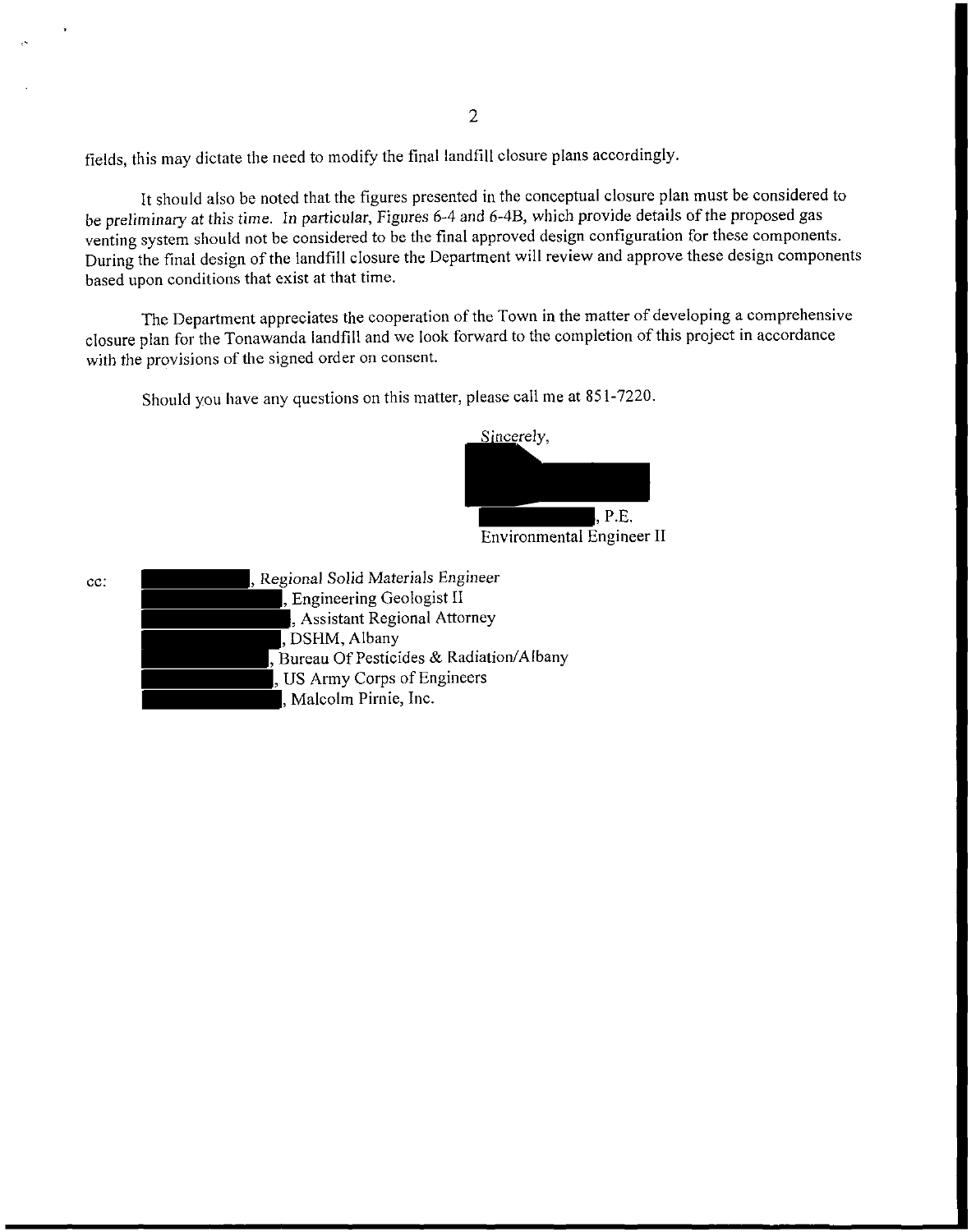fields, this may dictate the need to modify the final landfill closure plans accordingly.

It should also be noted that the figures presented in the conceptual closure plan must be considered to be *preliminary at this time. In particular, Figures 6-4 and 6-4B*, which provide details of the proposed gas venting system should not be considered to be the final approved design configuration for these components. During the final design of the landfill closure the Department will review and approve these design components based upon conditions that exist at that time.

The Department appreciates the cooperation of the Town in the matter of developing a comprehensive closure plan for the Tonawanda landfill and we look forward to the completion of this project in accordance with the provisions of the signed order on consent.

Should you have any questions on this matter, please call me at 851-7220.

Sincerely,

[REDACTED]

[REDACTED], P.E.
Environmental Engineer II

cc:
[REDACTED], Regional Solid Materials Engineer
[REDACTED], Engineering Geologist II
[REDACTED], Assistant Regional Attorney
[REDACTED], DSHM, Albany
[REDACTED], Bureau Of Pesticides & Radiation/Albany
[REDACTED], US Army Corps of Engineers
[REDACTED], Malcolm Pirnie, Inc.